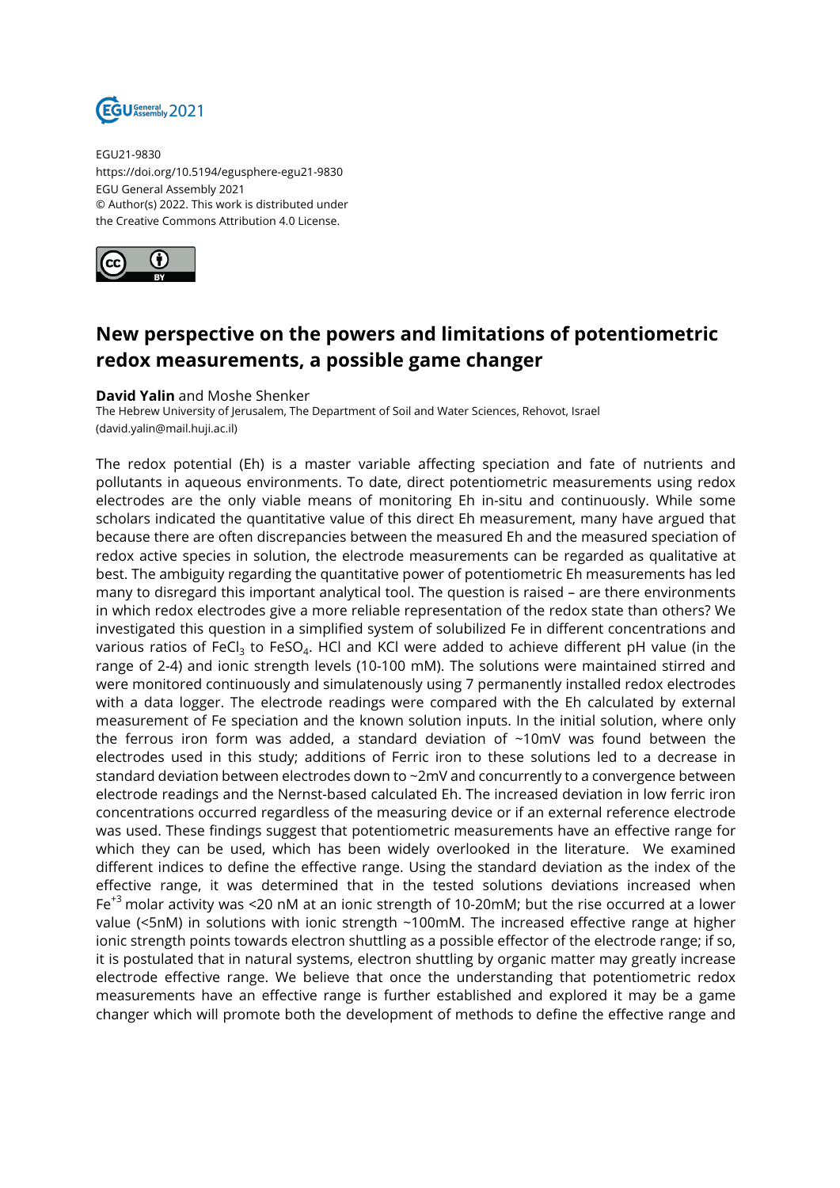EGU21-9830
https://doi.org/10.5194/egusphere-egu21-9830
EGU General Assembly 2021
© Author(s) 2022. This work is distributed under
the Creative Commons Attribution 4.0 License.

# New perspective on the powers and limitations of potentiometric redox measurements, a possible game changer

**David Yalin** and Moshe Shenker
The Hebrew University of Jerusalem, The Department of Soil and Water Sciences, Rehovot, Israel
(david.yalin@mail.huji.ac.il)

The redox potential (Eh) is a master variable affecting speciation and fate of nutrients and pollutants in aqueous environments. To date, direct potentiometric measurements using redox electrodes are the only viable means of monitoring Eh in-situ and continuously. While some scholars indicated the quantitative value of this direct Eh measurement, many have argued that because there are often discrepancies between the measured Eh and the measured speciation of redox active species in solution, the electrode measurements can be regarded as qualitative at best. The ambiguity regarding the quantitative power of potentiometric Eh measurements has led many to disregard this important analytical tool. The question is raised – are there environments in which redox electrodes give a more reliable representation of the redox state than others? We investigated this question in a simplified system of solubilized Fe in different concentrations and various ratios of $FeCl_3$ to $FeSO_4$. HCl and KCl were added to achieve different pH value (in the range of 2-4) and ionic strength levels (10-100 mM). The solutions were maintained stirred and were monitored continuously and simulatenously using 7 permanently installed redox electrodes with a data logger. The electrode readings were compared with the Eh calculated by external measurement of Fe speciation and the known solution inputs. In the initial solution, where only the ferrous iron form was added, a standard deviation of ~10mV was found between the electrodes used in this study; additions of Ferric iron to these solutions led to a decrease in standard deviation between electrodes down to ~2mV and concurrently to a convergence between electrode readings and the Nernst-based calculated Eh. The increased deviation in low ferric iron concentrations occurred regardless of the measuring device or if an external reference electrode was used. These findings suggest that potentiometric measurements have an effective range for which they can be used, which has been widely overlooked in the literature. We examined different indices to define the effective range. Using the standard deviation as the index of the effective range, it was determined that in the tested solutions deviations increased when $Fe^{+3}$ molar activity was <20 nM at an ionic strength of 10-20mM; but the rise occurred at a lower value (<5nM) in solutions with ionic strength ~100mM. The increased effective range at higher ionic strength points towards electron shuttling as a possible effector of the electrode range; if so, it is postulated that in natural systems, electron shuttling by organic matter may greatly increase electrode effective range. We believe that once the understanding that potentiometric redox measurements have an effective range is further established and explored it may be a game changer which will promote both the development of methods to define the effective range and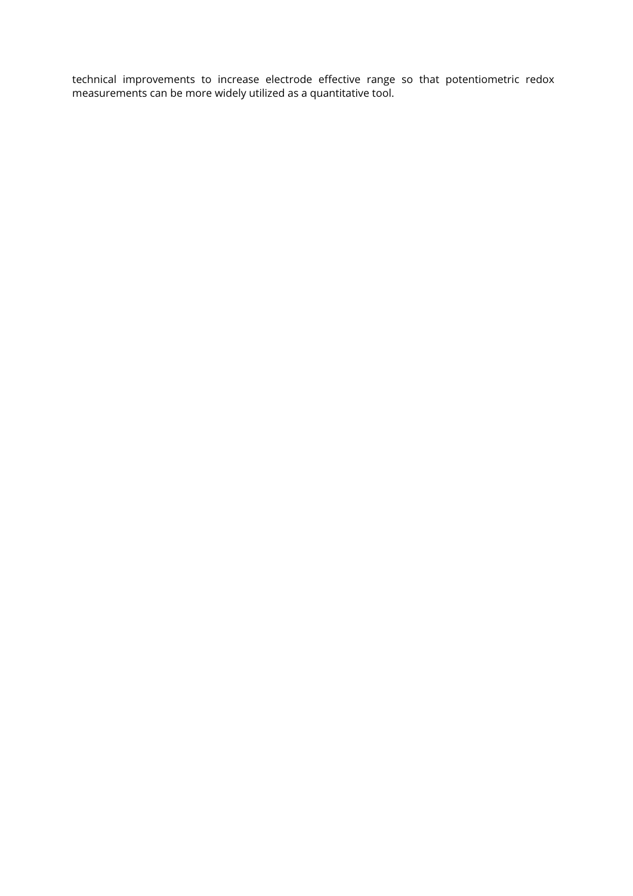technical improvements to increase electrode effective range so that potentiometric redox measurements can be more widely utilized as a quantitative tool.